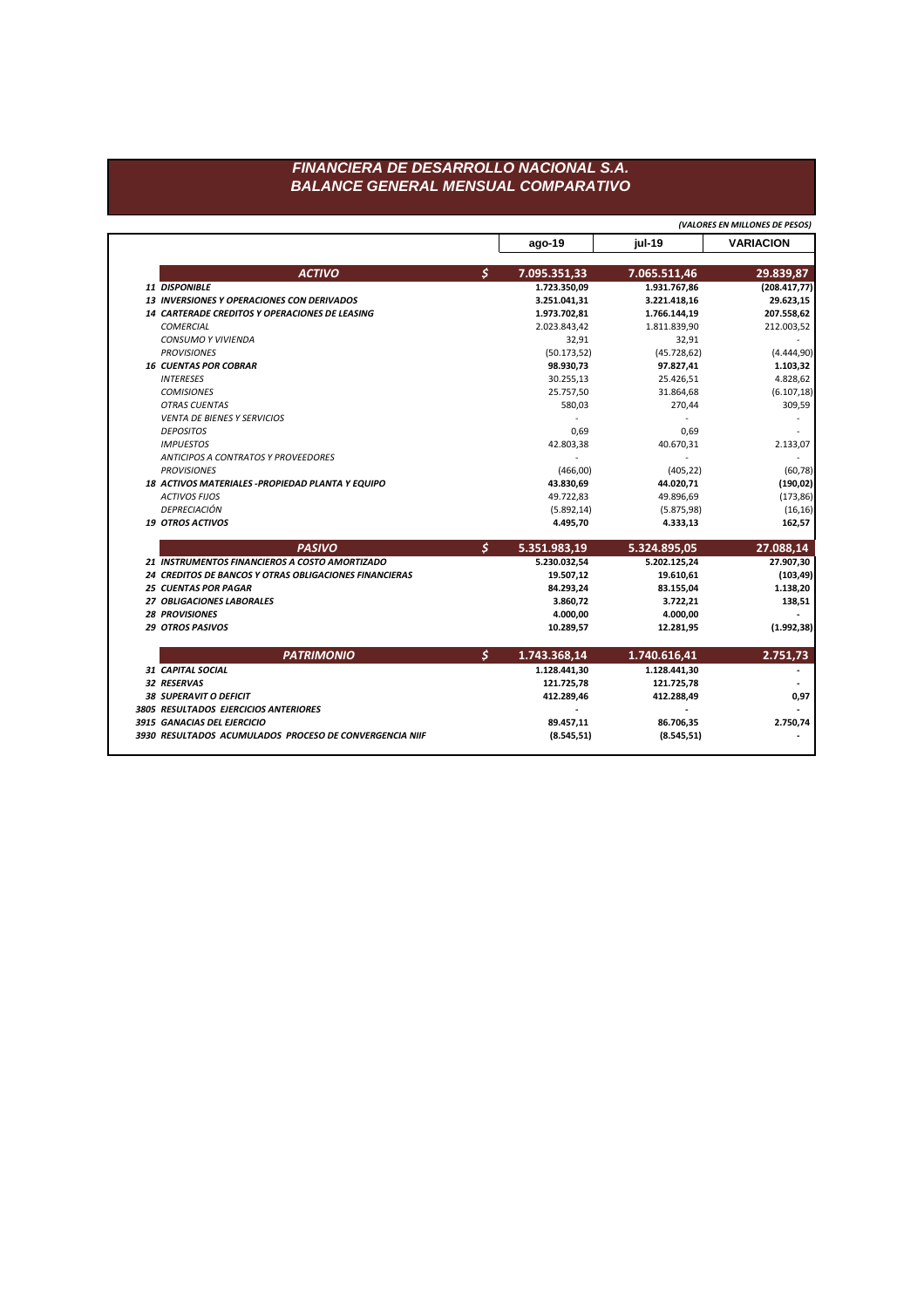# FINANCIERA DE DESARROLLO NACIONAL S.A.
## BALANCE GENERAL MENSUAL COMPARATIVO

*(VALORES EN MILLONES DE PESOS)*

| | | ago-19 | jul-19 | VARIACION |
|---|---|---|---|---|
| **ACTIVO** | $ | **7.095.351,33** | **7.065.511,46** | **29.839,87** |
| **11 DISPONIBLE** | | **1.723.350,09** | **1.931.767,86** | **(208.417,77)** |
| **13 INVERSIONES Y OPERACIONES CON DERIVADOS** | | **3.251.041,31** | **3.221.418,16** | **29.623,15** |
| **14 CARTERADE CREDITOS Y OPERACIONES DE LEASING** | | **1.973.702,81** | **1.766.144,19** | **207.558,62** |
| *COMERCIAL* | | 2.023.843,42 | 1.811.839,90 | 212.003,52 |
| *CONSUMO Y VIVIENDA* | | 32,91 | 32,91 | - |
| *PROVISIONES* | | (50.173,52) | (45.728,62) | (4.444,90) |
| **16 CUENTAS POR COBRAR** | | **98.930,73** | **97.827,41** | **1.103,32** |
| *INTERESES* | | 30.255,13 | 25.426,51 | 4.828,62 |
| *COMISIONES* | | 25.757,50 | 31.864,68 | (6.107,18) |
| *OTRAS CUENTAS* | | 580,03 | 270,44 | 309,59 |
| *VENTA DE BIENES Y SERVICIOS* | | - | - | - |
| *DEPOSITOS* | | 0,69 | 0,69 | - |
| *IMPUESTOS* | | 42.803,38 | 40.670,31 | 2.133,07 |
| *ANTICIPOS A CONTRATOS Y PROVEEDORES* | | - | - | - |
| *PROVISIONES* | | (466,00) | (405,22) | (60,78) |
| **18 ACTIVOS MATERIALES -PROPIEDAD PLANTA Y EQUIPO** | | **43.830,69** | **44.020,71** | **(190,02)** |
| *ACTIVOS FIJOS* | | 49.722,83 | 49.896,69 | (173,86) |
| *DEPRECIACIÓN* | | (5.892,14) | (5.875,98) | (16,16) |
| **19 OTROS ACTIVOS** | | **4.495,70** | **4.333,13** | **162,57** |
| **PASIVO** | $ | **5.351.983,19** | **5.324.895,05** | **27.088,14** |
| **21 INSTRUMENTOS FINANCIEROS A COSTO AMORTIZADO** | | **5.230.032,54** | **5.202.125,24** | **27.907,30** |
| **24 CREDITOS DE BANCOS Y OTRAS OBLIGACIONES FINANCIERAS** | | **19.507,12** | **19.610,61** | **(103,49)** |
| **25 CUENTAS POR PAGAR** | | **84.293,24** | **83.155,04** | **1.138,20** |
| **27 OBLIGACIONES LABORALES** | | **3.860,72** | **3.722,21** | **138,51** |
| **28 PROVISIONES** | | **4.000,00** | **4.000,00** | **-** |
| **29 OTROS PASIVOS** | | **10.289,57** | **12.281,95** | **(1.992,38)** |
| **PATRIMONIO** | $ | **1.743.368,14** | **1.740.616,41** | **2.751,73** |
| **31 CAPITAL SOCIAL** | | **1.128.441,30** | **1.128.441,30** | **-** |
| **32 RESERVAS** | | **121.725,78** | **121.725,78** | **-** |
| **38 SUPERAVIT O DEFICIT** | | **412.289,46** | **412.288,49** | **0,97** |
| **3805 RESULTADOS EJERCICIOS ANTERIORES** | | **-** | **-** | **-** |
| **3915 GANACIAS DEL EJERCICIO** | | **89.457,11** | **86.706,35** | **2.750,74** |
| **3930 RESULTADOS ACUMULADOS PROCESO DE CONVERGENCIA NIIF** | | **(8.545,51)** | **(8.545,51)** | **-** |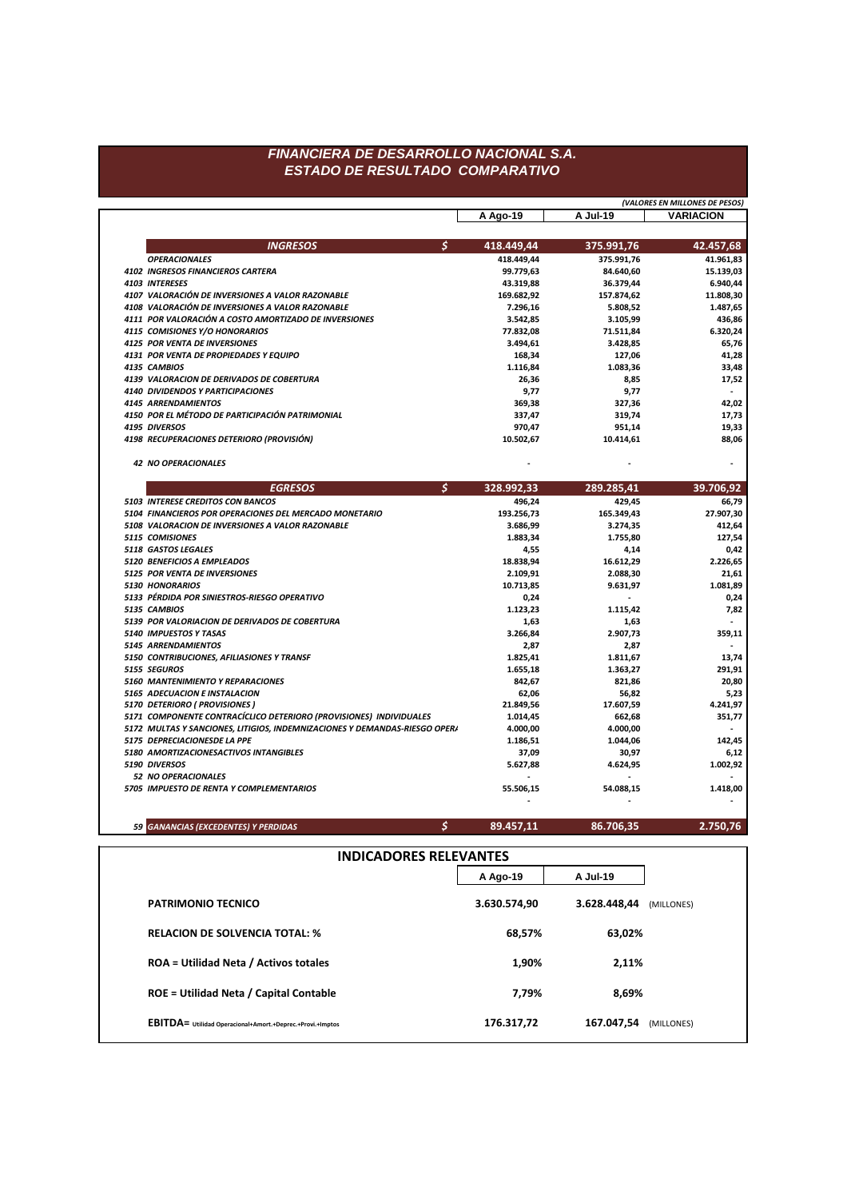# FINANCIERA DE DESARROLLO NACIONAL S.A.
## ESTADO DE RESULTADO COMPARATIVO

*(VALORES EN MILLONES DE PESOS)*

| | | A Ago-19 | A Jul-19 | VARIACION |
|---|---|---|---|---|
| **INGRESOS** | $ | 418.449,44 | 375.991,76 | 42.457,68 |
| OPERACIONALES | | 418.449,44 | 375.991,76 | 41.961,83 |
| 4102 INGRESOS FINANCIEROS CARTERA | | 99.779,63 | 84.640,60 | 15.139,03 |
| 4103 INTERESES | | 43.319,88 | 36.379,44 | 6.940,44 |
| 4107 VALORACIÓN DE INVERSIONES A VALOR RAZONABLE | | 169.682,92 | 157.874,62 | 11.808,30 |
| 4108 VALORACIÓN DE INVERSIONES A VALOR RAZONABLE | | 7.296,16 | 5.808,52 | 1.487,65 |
| 4111 POR VALORACIÓN A COSTO AMORTIZADO DE INVERSIONES | | 3.542,85 | 3.105,99 | 436,86 |
| 4115 COMISIONES Y/O HONORARIOS | | 77.832,08 | 71.511,84 | 6.320,24 |
| 4125 POR VENTA DE INVERSIONES | | 3.494,61 | 3.428,85 | 65,76 |
| 4131 POR VENTA DE PROPIEDADES Y EQUIPO | | 168,34 | 127,06 | 41,28 |
| 4135 CAMBIOS | | 1.116,84 | 1.083,36 | 33,48 |
| 4139 VALORACION DE DERIVADOS DE COBERTURA | | 26,36 | 8,85 | 17,52 |
| 4140 DIVIDENDOS Y PARTICIPACIONES | | 9,77 | 9,77 | - |
| 4145 ARRENDAMIENTOS | | 369,38 | 327,36 | 42,02 |
| 4150 POR EL MÉTODO DE PARTICIPACIÓN PATRIMONIAL | | 337,47 | 319,74 | 17,73 |
| 4195 DIVERSOS | | 970,47 | 951,14 | 19,33 |
| 4198 RECUPERACIONES DETERIORO (PROVISIÓN) | | 10.502,67 | 10.414,61 | 88,06 |
| 42 NO OPERACIONALES | | - | - | - |
| **EGRESOS** | $ | 328.992,33 | 289.285,41 | 39.706,92 |
| 5103 INTERESE CREDITOS CON BANCOS | | 496,24 | 429,45 | 66,79 |
| 5104 FINANCIEROS POR OPERACIONES DEL MERCADO MONETARIO | | 193.256,73 | 165.349,43 | 27.907,30 |
| 5108 VALORACION DE INVERSIONES A VALOR RAZONABLE | | 3.686,99 | 3.274,35 | 412,64 |
| 5115 COMISIONES | | 1.883,34 | 1.755,80 | 127,54 |
| 5118 GASTOS LEGALES | | 4,55 | 4,14 | 0,42 |
| 5120 BENEFICIOS A EMPLEADOS | | 18.838,94 | 16.612,29 | 2.226,65 |
| 5125 POR VENTA DE INVERSIONES | | 2.109,91 | 2.088,30 | 21,61 |
| 5130 HONORARIOS | | 10.713,85 | 9.631,97 | 1.081,89 |
| 5133 PÉRDIDA POR SINIESTROS-RIESGO OPERATIVO | | 0,24 | - | 0,24 |
| 5135 CAMBIOS | | 1.123,23 | 1.115,42 | 7,82 |
| 5139 POR VALORIACION DE DERIVADOS DE COBERTURA | | 1,63 | 1,63 | - |
| 5140 IMPUESTOS Y TASAS | | 3.266,84 | 2.907,73 | 359,11 |
| 5145 ARRENDAMIENTOS | | 2,87 | 2,87 | - |
| 5150 CONTRIBUCIONES, AFILIASIONES Y TRANSF | | 1.825,41 | 1.811,67 | 13,74 |
| 5155 SEGUROS | | 1.655,18 | 1.363,27 | 291,91 |
| 5160 MANTENIMIENTO Y REPARACIONES | | 842,67 | 821,86 | 20,80 |
| 5165 ADECUACION E INSTALACION | | 62,06 | 56,82 | 5,23 |
| 5170 DETERIORO ( PROVISIONES ) | | 21.849,56 | 17.607,59 | 4.241,97 |
| 5171 COMPONENTE CONTRACÍCLICO DETERIORO (PROVISIONES) INDIVIDUALES | | 1.014,45 | 662,68 | 351,77 |
| 5172 MULTAS Y SANCIONES, LITIGIOS, INDEMNIZACIONES Y DEMANDAS-RIESGO OPERA | | 4.000,00 | 4.000,00 | - |
| 5175 DEPRECIACIONESDE LA PPE | | 1.186,51 | 1.044,06 | 142,45 |
| 5180 AMORTIZACIONESACTIVOS INTANGIBLES | | 37,09 | 30,97 | 6,12 |
| 5190 DIVERSOS | | 5.627,88 | 4.624,95 | 1.002,92 |
| 52 NO OPERACIONALES | | - | - | - |
| 5705 IMPUESTO DE RENTA Y COMPLEMENTARIOS | | 55.506,15 | 54.088,15 | 1.418,00 |
| | | - | - | - |
| **59 GANANCIAS (EXCEDENTES) Y PERDIDAS** | $ | 89.457,11 | 86.706,35 | 2.750,76 |

## INDICADORES RELEVANTES

| | A Ago-19 | A Jul-19 | |
|---|---|---|---|
| **PATRIMONIO TECNICO** | 3.630.574,90 | 3.628.448,44 | (MILLONES) |
| **RELACION DE SOLVENCIA TOTAL: %** | 68,57% | 63,02% | |
| **ROA = Utilidad Neta / Activos totales** | 1,90% | 2,11% | |
| **ROE = Utilidad Neta / Capital Contable** | 7,79% | 8,69% | |
| **EBITDA=** Utilidad Operacional+Amort.+Deprec.+Provi.+Imptos | 176.317,72 | 167.047,54 | (MILLONES) |